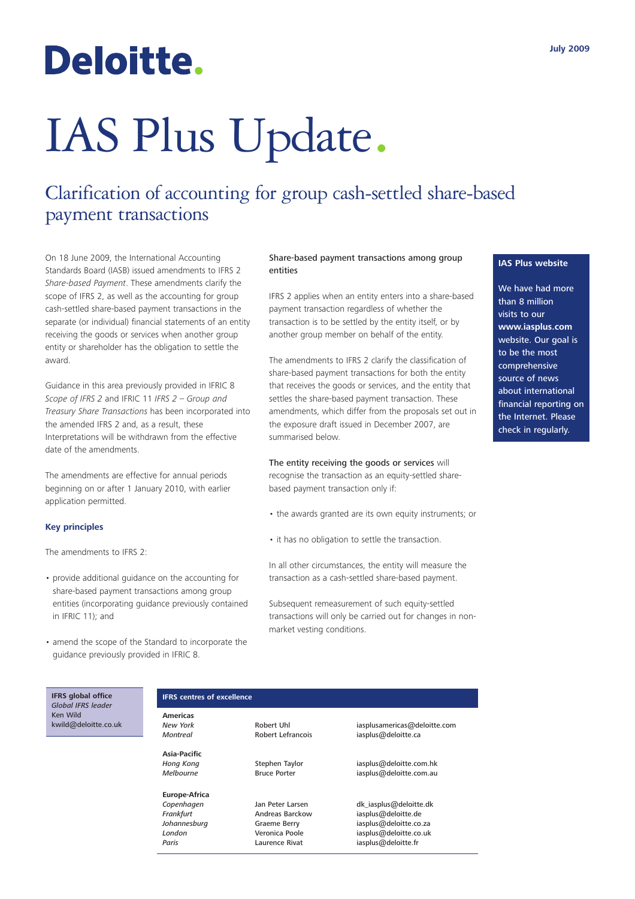# Deloitte.

July 2009

# IAS Plus Update.

## Clarification of accounting for group cash-settled share-based payment transactions

On 18 June 2009, the International Accounting Standards Board (IASB) issued amendments to IFRS 2 *Share-based Payment*. These amendments clarify the scope of IFRS 2, as well as the accounting for group cash-settled share-based payment transactions in the separate (or individual) financial statements of an entity receiving the goods or services when another group entity or shareholder has the obligation to settle the award.

Guidance in this area previously provided in IFRIC 8 *Scope of IFRS 2* and IFRIC 11 *IFRS 2 – Group and Treasury Share Transactions* has been incorporated into the amended IFRS 2 and, as a result, these Interpretations will be withdrawn from the effective date of the amendments.

The amendments are effective for annual periods beginning on or after 1 January 2010, with earlier application permitted.

### Key principles

The amendments to IFRS 2:

- provide additional guidance on the accounting for share-based payment transactions among group entities (incorporating guidance previously contained in IFRIC 11); and
- amend the scope of the Standard to incorporate the guidance previously provided in IFRIC 8.

### Share-based payment transactions among group entities

IFRS 2 applies when an entity enters into a share-based payment transaction regardless of whether the transaction is to be settled by the entity itself, or by another group member on behalf of the entity.

The amendments to IFRS 2 clarify the classification of share-based payment transactions for both the entity that receives the goods or services, and the entity that settles the share-based payment transaction. These amendments, which differ from the proposals set out in the exposure draft issued in December 2007, are summarised below.

The entity receiving the goods or services will recognise the transaction as an equity-settled share-based payment transaction only if:

- the awards granted are its own equity instruments; or
- it has no obligation to settle the transaction.

In all other circumstances, the entity will measure the transaction as a cash-settled share-based payment.

Subsequent remeasurement of such equity-settled transactions will only be carried out for changes in non-market vesting conditions.

**IAS Plus website**

We have had more than 8 million visits to our **www.iasplus.com** website. Our goal is to be the most comprehensive source of news about international financial reporting on the Internet. Please check in regularly.

**IFRS global office**
*Global IFRS leader*
Ken Wild
kwild@deloitte.co.uk

**IFRS centres of excellence**

| | | |
|---|---|---|
| **Americas** | | |
| *New York* | Robert Uhl | iasplusamericas@deloitte.com |
| *Montreal* | Robert Lefrancois | iasplus@deloitte.ca |
| **Asia-Pacific** | | |
| *Hong Kong* | Stephen Taylor | iasplus@deloitte.com.hk |
| *Melbourne* | Bruce Porter | iasplus@deloitte.com.au |
| **Europe-Africa** | | |
| *Copenhagen* | Jan Peter Larsen | dk_iasplus@deloitte.dk |
| *Frankfurt* | Andreas Barckow | iasplus@deloitte.de |
| *Johannesburg* | Graeme Berry | iasplus@deloitte.co.za |
| *London* | Veronica Poole | iasplus@deloitte.co.uk |
| *Paris* | Laurence Rivat | iasplus@deloitte.fr |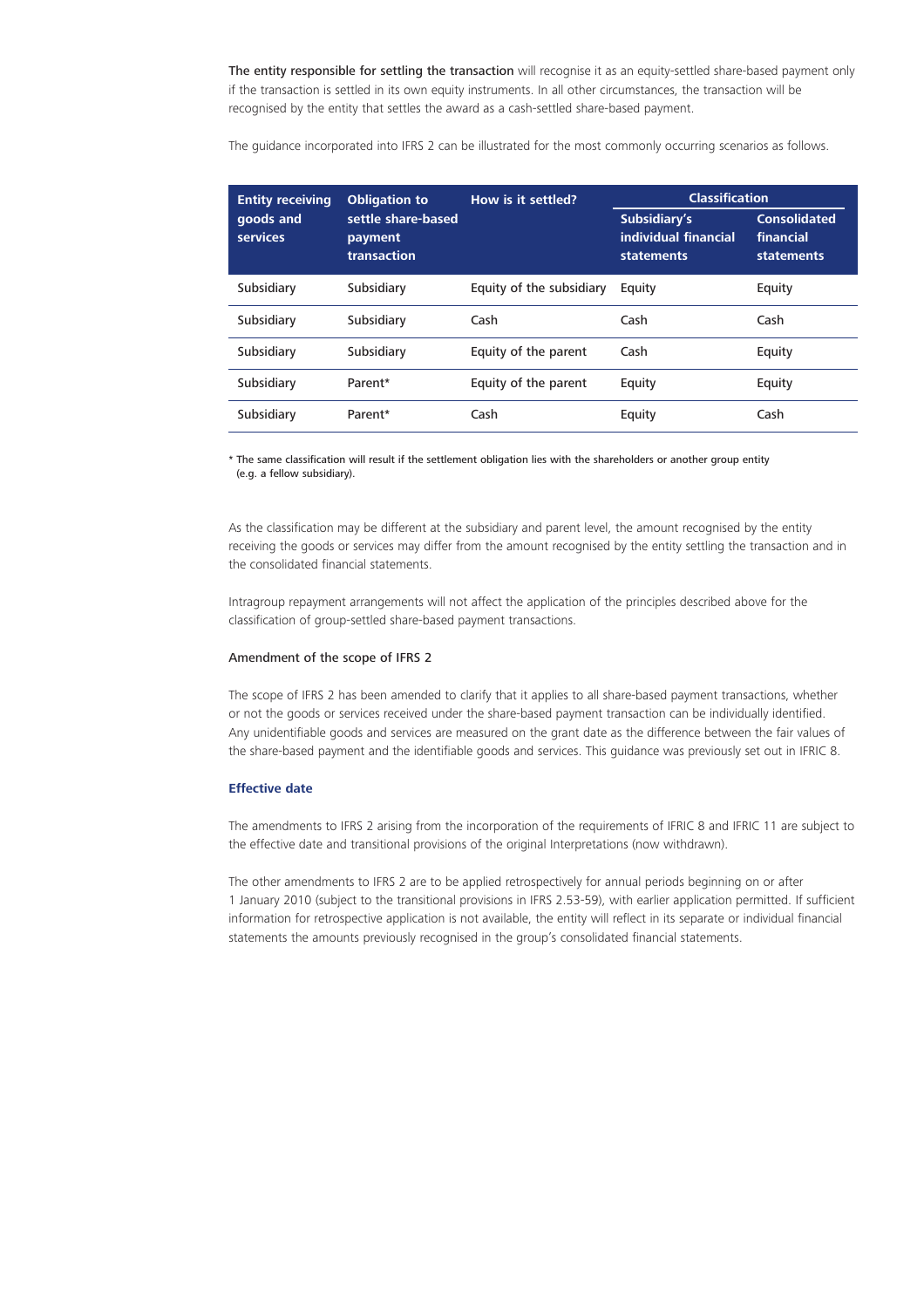**The entity responsible for settling the transaction** will recognise it as an equity-settled share-based payment only if the transaction is settled in its own equity instruments. In all other circumstances, the transaction will be recognised by the entity that settles the award as a cash-settled share-based payment.

The guidance incorporated into IFRS 2 can be illustrated for the most commonly occurring scenarios as follows.

| Entity receiving goods and services | Obligation to settle share-based payment transaction | How is it settled? | Classification | |
|---|---|---|---|---|
| | | | Subsidiary's individual financial statements | Consolidated financial statements |
| Subsidiary | Subsidiary | Equity of the subsidiary | Equity | Equity |
| Subsidiary | Subsidiary | Cash | Cash | Cash |
| Subsidiary | Subsidiary | Equity of the parent | Cash | Equity |
| Subsidiary | Parent* | Equity of the parent | Equity | Equity |
| Subsidiary | Parent* | Cash | Equity | Cash |

* The same classification will result if the settlement obligation lies with the shareholders or another group entity (e.g. a fellow subsidiary).

As the classification may be different at the subsidiary and parent level, the amount recognised by the entity receiving the goods or services may differ from the amount recognised by the entity settling the transaction and in the consolidated financial statements.

Intragroup repayment arrangements will not affect the application of the principles described above for the classification of group-settled share-based payment transactions.

### Amendment of the scope of IFRS 2

The scope of IFRS 2 has been amended to clarify that it applies to all share-based payment transactions, whether or not the goods or services received under the share-based payment transaction can be individually identified. Any unidentifiable goods and services are measured on the grant date as the difference between the fair values of the share-based payment and the identifiable goods and services. This guidance was previously set out in IFRIC 8.

### Effective date

The amendments to IFRS 2 arising from the incorporation of the requirements of IFRIC 8 and IFRIC 11 are subject to the effective date and transitional provisions of the original Interpretations (now withdrawn).

The other amendments to IFRS 2 are to be applied retrospectively for annual periods beginning on or after 1 January 2010 (subject to the transitional provisions in IFRS 2.53-59), with earlier application permitted. If sufficient information for retrospective application is not available, the entity will reflect in its separate or individual financial statements the amounts previously recognised in the group's consolidated financial statements.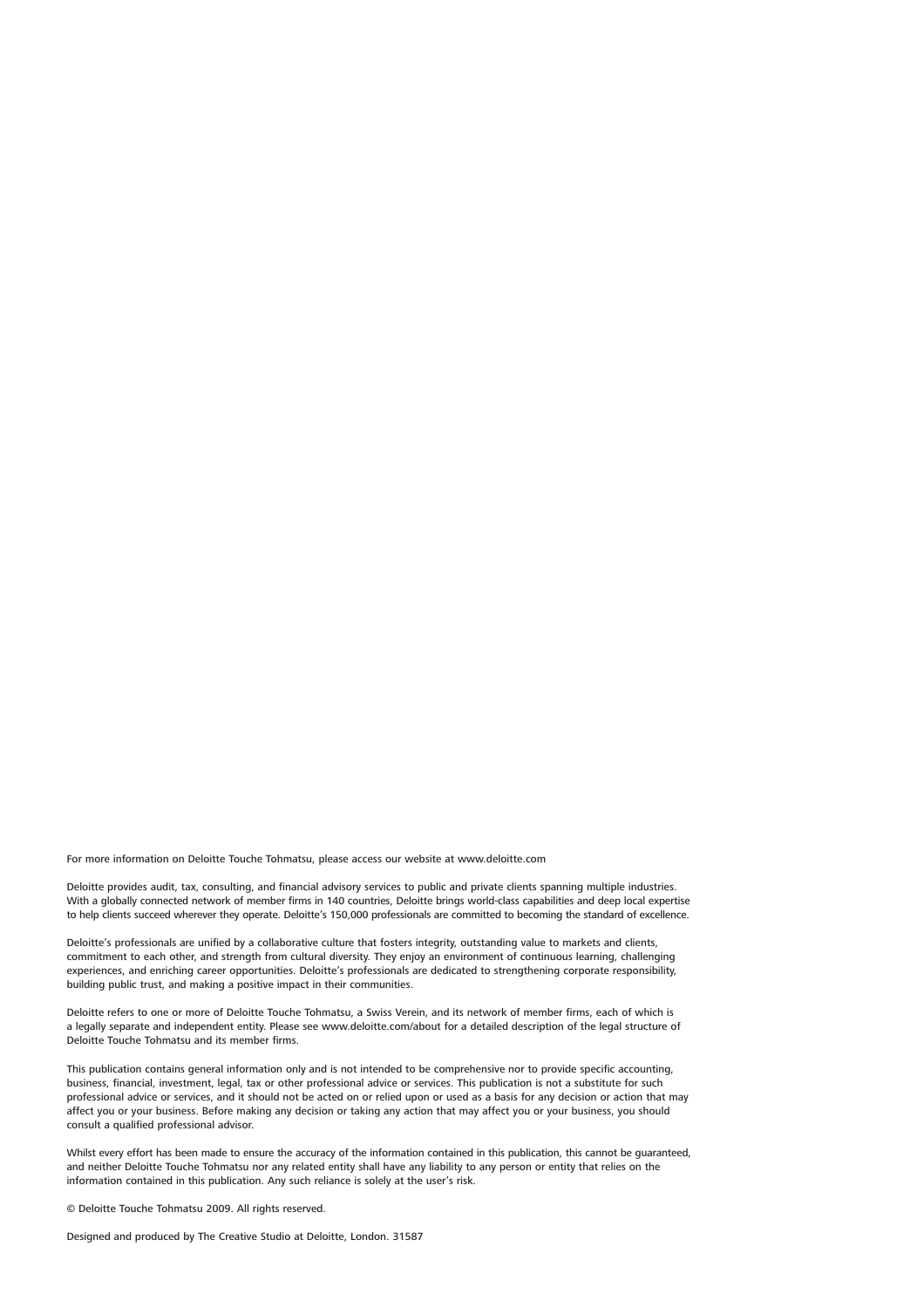For more information on Deloitte Touche Tohmatsu, please access our website at www.deloitte.com

Deloitte provides audit, tax, consulting, and financial advisory services to public and private clients spanning multiple industries. With a globally connected network of member firms in 140 countries, Deloitte brings world-class capabilities and deep local expertise to help clients succeed wherever they operate. Deloitte's 150,000 professionals are committed to becoming the standard of excellence.

Deloitte's professionals are unified by a collaborative culture that fosters integrity, outstanding value to markets and clients, commitment to each other, and strength from cultural diversity. They enjoy an environment of continuous learning, challenging experiences, and enriching career opportunities. Deloitte's professionals are dedicated to strengthening corporate responsibility, building public trust, and making a positive impact in their communities.

Deloitte refers to one or more of Deloitte Touche Tohmatsu, a Swiss Verein, and its network of member firms, each of which is a legally separate and independent entity. Please see www.deloitte.com/about for a detailed description of the legal structure of Deloitte Touche Tohmatsu and its member firms.

This publication contains general information only and is not intended to be comprehensive nor to provide specific accounting, business, financial, investment, legal, tax or other professional advice or services. This publication is not a substitute for such professional advice or services, and it should not be acted on or relied upon or used as a basis for any decision or action that may affect you or your business. Before making any decision or taking any action that may affect you or your business, you should consult a qualified professional advisor.

Whilst every effort has been made to ensure the accuracy of the information contained in this publication, this cannot be guaranteed, and neither Deloitte Touche Tohmatsu nor any related entity shall have any liability to any person or entity that relies on the information contained in this publication. Any such reliance is solely at the user's risk.

© Deloitte Touche Tohmatsu 2009. All rights reserved.

Designed and produced by The Creative Studio at Deloitte, London. 31587